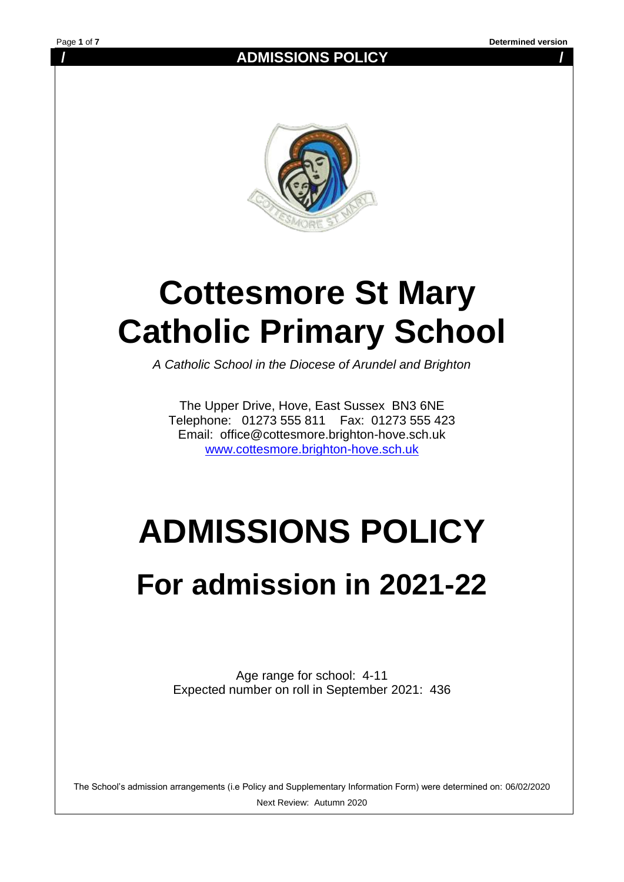# Cottesmore St Mary Catholic Primary School

*A Catholic School in the Diocese of Arundel and Brighton*

The Upper Drive, Hove, East Sussex BN3 6NE
Telephone: 01273 555 811 Fax: 01273 555 423
Email: office@cottesmore.brighton-hove.sch.uk
www.cottesmore.brighton-hove.sch.uk

# ADMISSIONS POLICY

## For admission in 2021-22

Age range for school: 4-11
Expected number on roll in September 2021: 436

The School's admission arrangements (i.e Policy and Supplementary Information Form) were determined on: 06/02/2020

Next Review: Autumn 2020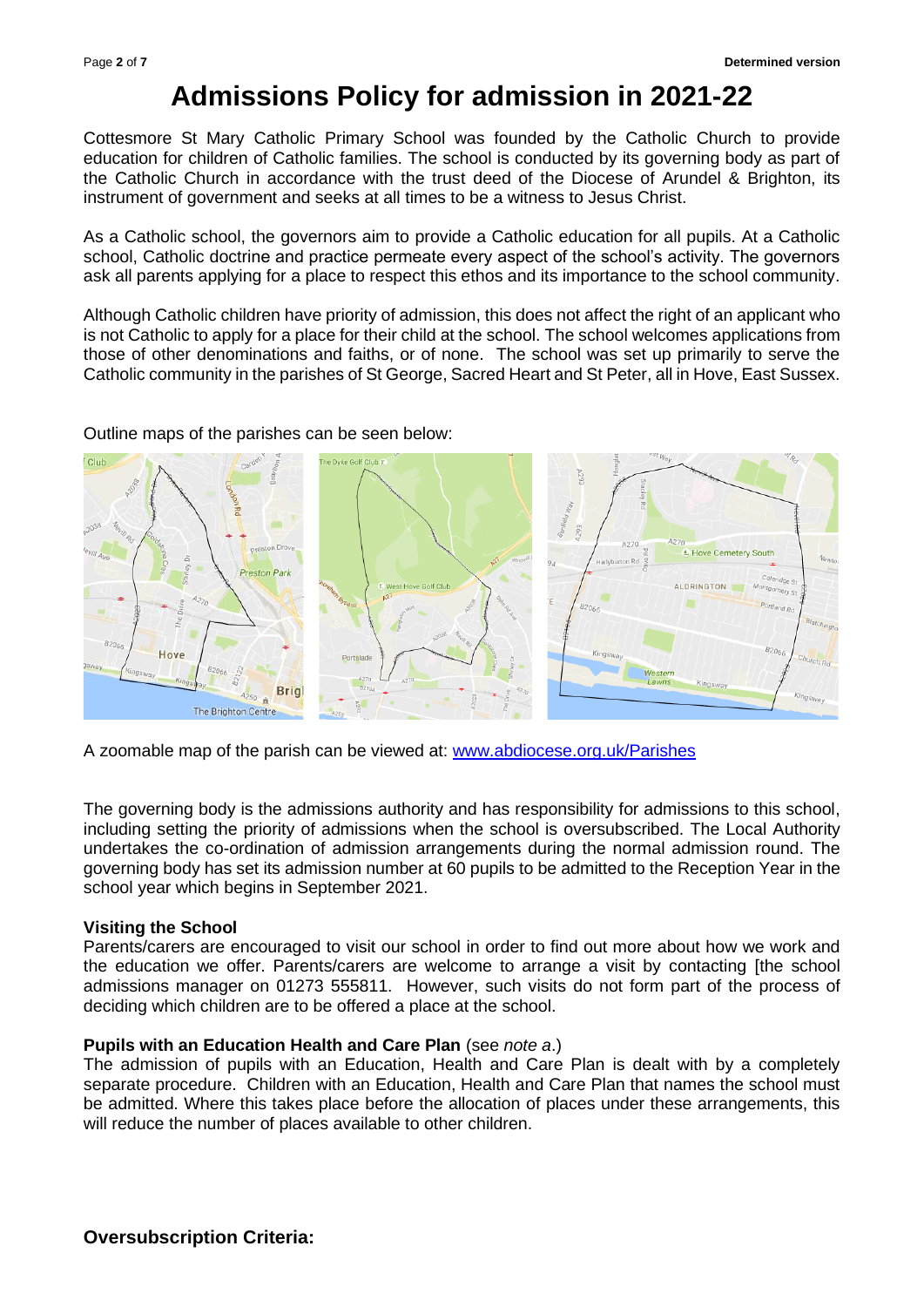# Admissions Policy for admission in 2021-22

Cottesmore St Mary Catholic Primary School was founded by the Catholic Church to provide education for children of Catholic families. The school is conducted by its governing body as part of the Catholic Church in accordance with the trust deed of the Diocese of Arundel & Brighton, its instrument of government and seeks at all times to be a witness to Jesus Christ.

As a Catholic school, the governors aim to provide a Catholic education for all pupils. At a Catholic school, Catholic doctrine and practice permeate every aspect of the school's activity. The governors ask all parents applying for a place to respect this ethos and its importance to the school community.

Although Catholic children have priority of admission, this does not affect the right of an applicant who is not Catholic to apply for a place for their child at the school. The school welcomes applications from those of other denominations and faiths, or of none. The school was set up primarily to serve the Catholic community in the parishes of St George, Sacred Heart and St Peter, all in Hove, East Sussex.

Outline maps of the parishes can be seen below:

A zoomable map of the parish can be viewed at: [www.abdiocese.org.uk/Parishes](www.abdiocese.org.uk/Parishes)

The governing body is the admissions authority and has responsibility for admissions to this school, including setting the priority of admissions when the school is oversubscribed. The Local Authority undertakes the co-ordination of admission arrangements during the normal admission round. The governing body has set its admission number at 60 pupils to be admitted to the Reception Year in the school year which begins in September 2021.

**Visiting the School**

Parents/carers are encouraged to visit our school in order to find out more about how we work and the education we offer. Parents/carers are welcome to arrange a visit by contacting [the school admissions manager on 01273 555811. However, such visits do not form part of the process of deciding which children are to be offered a place at the school.

**Pupils with an Education Health and Care Plan** (see *note a*.)

The admission of pupils with an Education, Health and Care Plan is dealt with by a completely separate procedure. Children with an Education, Health and Care Plan that names the school must be admitted. Where this takes place before the allocation of places under these arrangements, this will reduce the number of places available to other children.

## Oversubscription Criteria: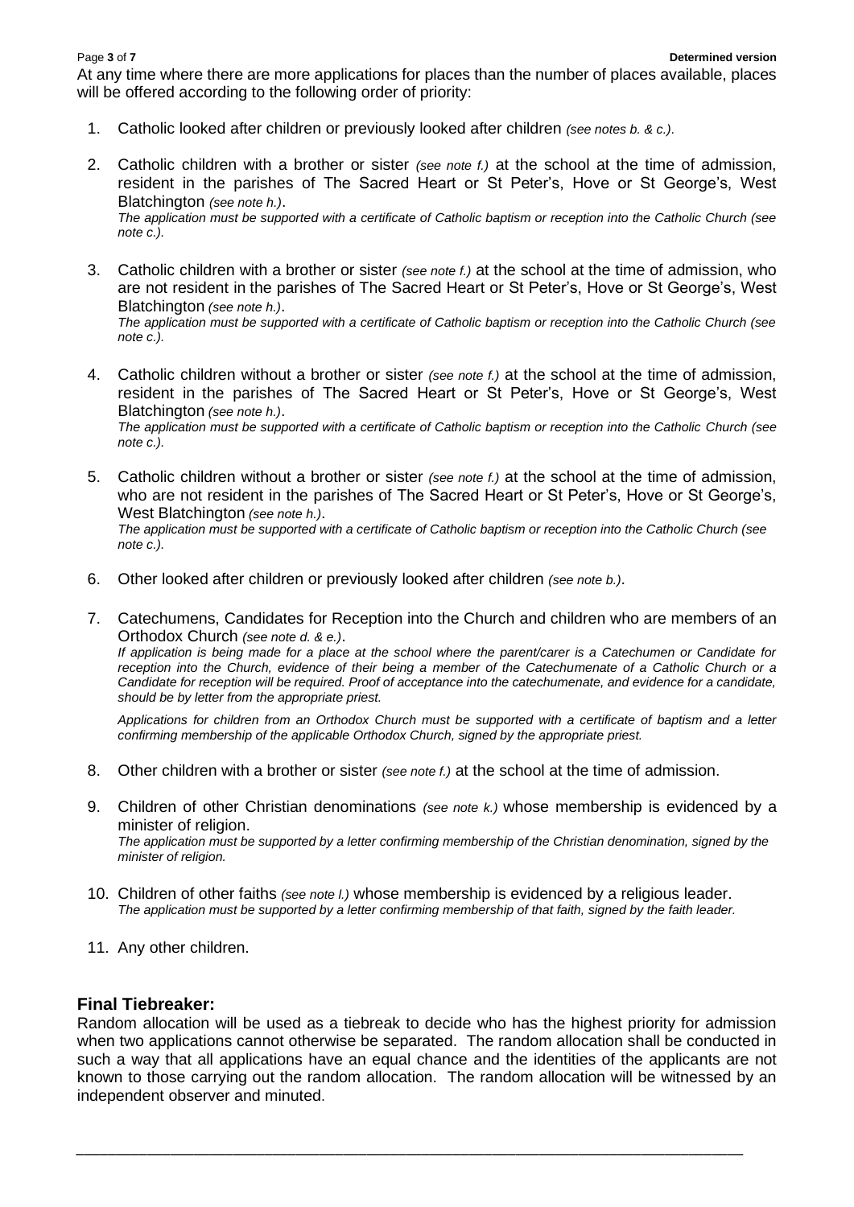At any time where there are more applications for places than the number of places available, places will be offered according to the following order of priority:

1. Catholic looked after children or previously looked after children *(see notes b. & c.)*.

2. Catholic children with a brother or sister *(see note f.)* at the school at the time of admission, resident in the parishes of The Sacred Heart or St Peter's, Hove or St George's, West Blatchington *(see note h.)*.
   *The application must be supported with a certificate of Catholic baptism or reception into the Catholic Church (see note c.).*

3. Catholic children with a brother or sister *(see note f.)* at the school at the time of admission, who are not resident in the parishes of The Sacred Heart or St Peter's, Hove or St George's, West Blatchington *(see note h.)*.
   *The application must be supported with a certificate of Catholic baptism or reception into the Catholic Church (see note c.).*

4. Catholic children without a brother or sister *(see note f.)* at the school at the time of admission, resident in the parishes of The Sacred Heart or St Peter's, Hove or St George's, West Blatchington *(see note h.)*.
   *The application must be supported with a certificate of Catholic baptism or reception into the Catholic Church (see note c.).*

5. Catholic children without a brother or sister *(see note f.)* at the school at the time of admission, who are not resident in the parishes of The Sacred Heart or St Peter's, Hove or St George's, West Blatchington *(see note h.)*.
   *The application must be supported with a certificate of Catholic baptism or reception into the Catholic Church (see note c.).*

6. Other looked after children or previously looked after children *(see note b.)*.

7. Catechumens, Candidates for Reception into the Church and children who are members of an Orthodox Church *(see note d. & e.)*.
   *If application is being made for a place at the school where the parent/carer is a Catechumen or Candidate for reception into the Church, evidence of their being a member of the Catechumenate of a Catholic Church or a Candidate for reception will be required. Proof of acceptance into the catechumenate, and evidence for a candidate, should be by letter from the appropriate priest.*

   *Applications for children from an Orthodox Church must be supported with a certificate of baptism and a letter confirming membership of the applicable Orthodox Church, signed by the appropriate priest.*

8. Other children with a brother or sister *(see note f.)* at the school at the time of admission.

9. Children of other Christian denominations *(see note k.)* whose membership is evidenced by a minister of religion.
   *The application must be supported by a letter confirming membership of the Christian denomination, signed by the minister of religion.*

10. Children of other faiths *(see note l.)* whose membership is evidenced by a religious leader.
    *The application must be supported by a letter confirming membership of that faith, signed by the faith leader.*

11. Any other children.

## Final Tiebreaker:

Random allocation will be used as a tiebreak to decide who has the highest priority for admission when two applications cannot otherwise be separated. The random allocation shall be conducted in such a way that all applications have an equal chance and the identities of the applicants are not known to those carrying out the random allocation. The random allocation will be witnessed by an independent observer and minuted.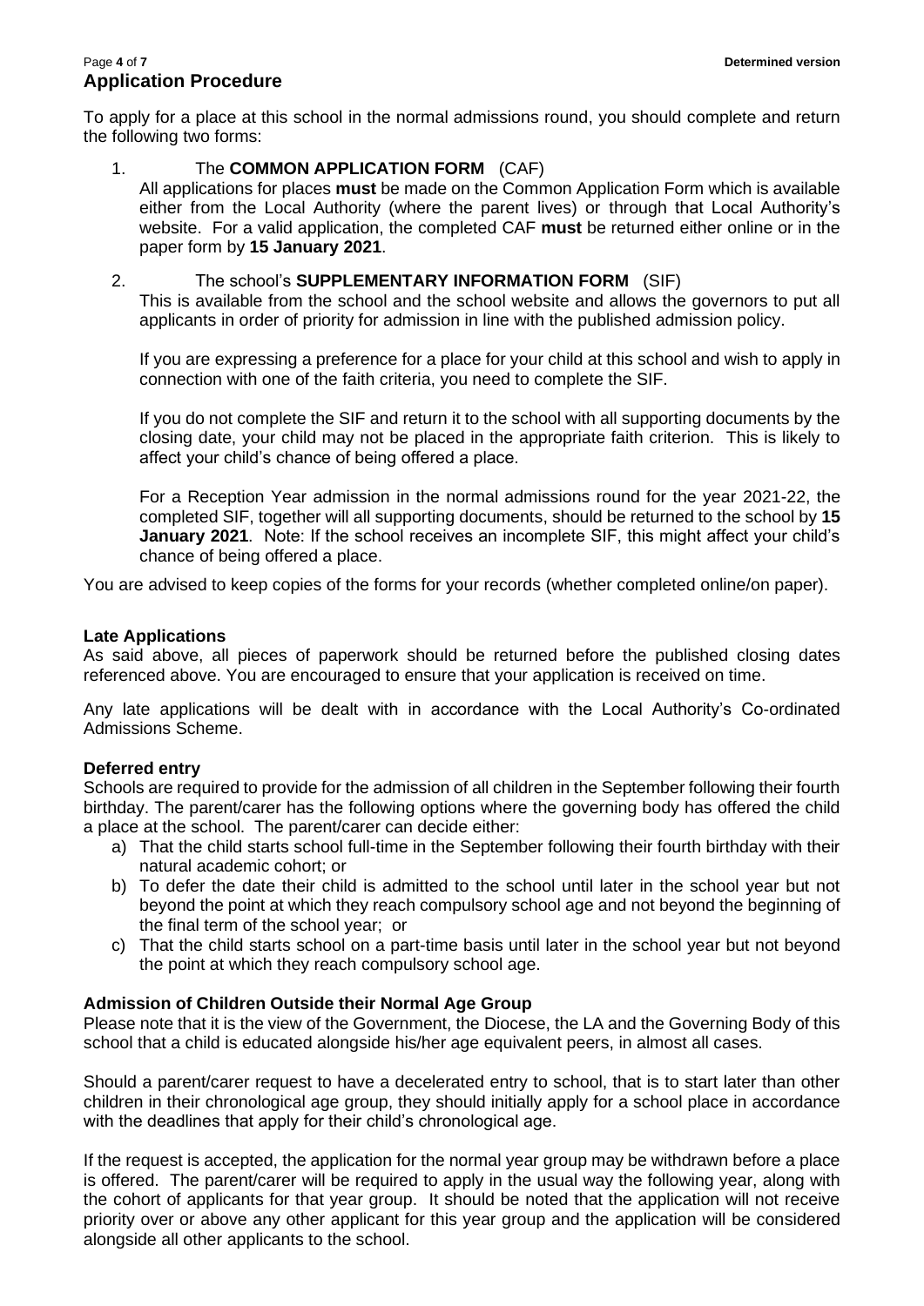## Application Procedure

To apply for a place at this school in the normal admissions round, you should complete and return the following two forms:

1. The **COMMON APPLICATION FORM** (CAF)

   All applications for places **must** be made on the Common Application Form which is available either from the Local Authority (where the parent lives) or through that Local Authority's website. For a valid application, the completed CAF **must** be returned either online or in the paper form by **15 January 2021**.

2. The school's **SUPPLEMENTARY INFORMATION FORM** (SIF)

   This is available from the school and the school website and allows the governors to put all applicants in order of priority for admission in line with the published admission policy.

   If you are expressing a preference for a place for your child at this school and wish to apply in connection with one of the faith criteria, you need to complete the SIF.

   If you do not complete the SIF and return it to the school with all supporting documents by the closing date, your child may not be placed in the appropriate faith criterion. This is likely to affect your child's chance of being offered a place.

   For a Reception Year admission in the normal admissions round for the year 2021-22, the completed SIF, together will all supporting documents, should be returned to the school by **15 January 2021**. Note: If the school receives an incomplete SIF, this might affect your child's chance of being offered a place.

You are advised to keep copies of the forms for your records (whether completed online/on paper).

### Late Applications

As said above, all pieces of paperwork should be returned before the published closing dates referenced above. You are encouraged to ensure that your application is received on time.

Any late applications will be dealt with in accordance with the Local Authority's Co-ordinated Admissions Scheme.

### Deferred entry

Schools are required to provide for the admission of all children in the September following their fourth birthday. The parent/carer has the following options where the governing body has offered the child a place at the school. The parent/carer can decide either:

a) That the child starts school full-time in the September following their fourth birthday with their natural academic cohort; or
b) To defer the date their child is admitted to the school until later in the school year but not beyond the point at which they reach compulsory school age and not beyond the beginning of the final term of the school year; or
c) That the child starts school on a part-time basis until later in the school year but not beyond the point at which they reach compulsory school age.

### Admission of Children Outside their Normal Age Group

Please note that it is the view of the Government, the Diocese, the LA and the Governing Body of this school that a child is educated alongside his/her age equivalent peers, in almost all cases.

Should a parent/carer request to have a decelerated entry to school, that is to start later than other children in their chronological age group, they should initially apply for a school place in accordance with the deadlines that apply for their child's chronological age.

If the request is accepted, the application for the normal year group may be withdrawn before a place is offered. The parent/carer will be required to apply in the usual way the following year, along with the cohort of applicants for that year group. It should be noted that the application will not receive priority over or above any other applicant for this year group and the application will be considered alongside all other applicants to the school.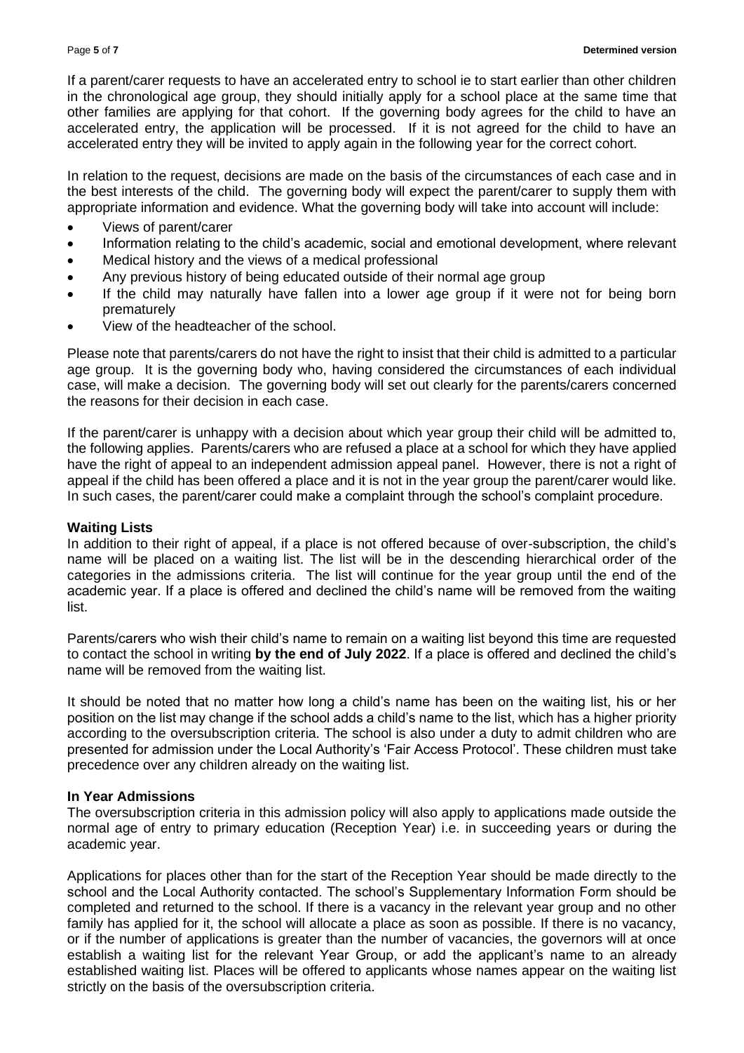If a parent/carer requests to have an accelerated entry to school ie to start earlier than other children in the chronological age group, they should initially apply for a school place at the same time that other families are applying for that cohort. If the governing body agrees for the child to have an accelerated entry, the application will be processed. If it is not agreed for the child to have an accelerated entry they will be invited to apply again in the following year for the correct cohort.

In relation to the request, decisions are made on the basis of the circumstances of each case and in the best interests of the child. The governing body will expect the parent/carer to supply them with appropriate information and evidence. What the governing body will take into account will include:

- Views of parent/carer
- Information relating to the child's academic, social and emotional development, where relevant
- Medical history and the views of a medical professional
- Any previous history of being educated outside of their normal age group
- If the child may naturally have fallen into a lower age group if it were not for being born prematurely
- View of the headteacher of the school.

Please note that parents/carers do not have the right to insist that their child is admitted to a particular age group. It is the governing body who, having considered the circumstances of each individual case, will make a decision. The governing body will set out clearly for the parents/carers concerned the reasons for their decision in each case.

If the parent/carer is unhappy with a decision about which year group their child will be admitted to, the following applies. Parents/carers who are refused a place at a school for which they have applied have the right of appeal to an independent admission appeal panel. However, there is not a right of appeal if the child has been offered a place and it is not in the year group the parent/carer would like. In such cases, the parent/carer could make a complaint through the school's complaint procedure.

**Waiting Lists**

In addition to their right of appeal, if a place is not offered because of over-subscription, the child's name will be placed on a waiting list. The list will be in the descending hierarchical order of the categories in the admissions criteria. The list will continue for the year group until the end of the academic year. If a place is offered and declined the child's name will be removed from the waiting list.

Parents/carers who wish their child's name to remain on a waiting list beyond this time are requested to contact the school in writing **by the end of July 2022**. If a place is offered and declined the child's name will be removed from the waiting list.

It should be noted that no matter how long a child's name has been on the waiting list, his or her position on the list may change if the school adds a child's name to the list, which has a higher priority according to the oversubscription criteria. The school is also under a duty to admit children who are presented for admission under the Local Authority's 'Fair Access Protocol'. These children must take precedence over any children already on the waiting list.

**In Year Admissions**

The oversubscription criteria in this admission policy will also apply to applications made outside the normal age of entry to primary education (Reception Year) i.e. in succeeding years or during the academic year.

Applications for places other than for the start of the Reception Year should be made directly to the school and the Local Authority contacted. The school's Supplementary Information Form should be completed and returned to the school. If there is a vacancy in the relevant year group and no other family has applied for it, the school will allocate a place as soon as possible. If there is no vacancy, or if the number of applications is greater than the number of vacancies, the governors will at once establish a waiting list for the relevant Year Group, or add the applicant's name to an already established waiting list. Places will be offered to applicants whose names appear on the waiting list strictly on the basis of the oversubscription criteria.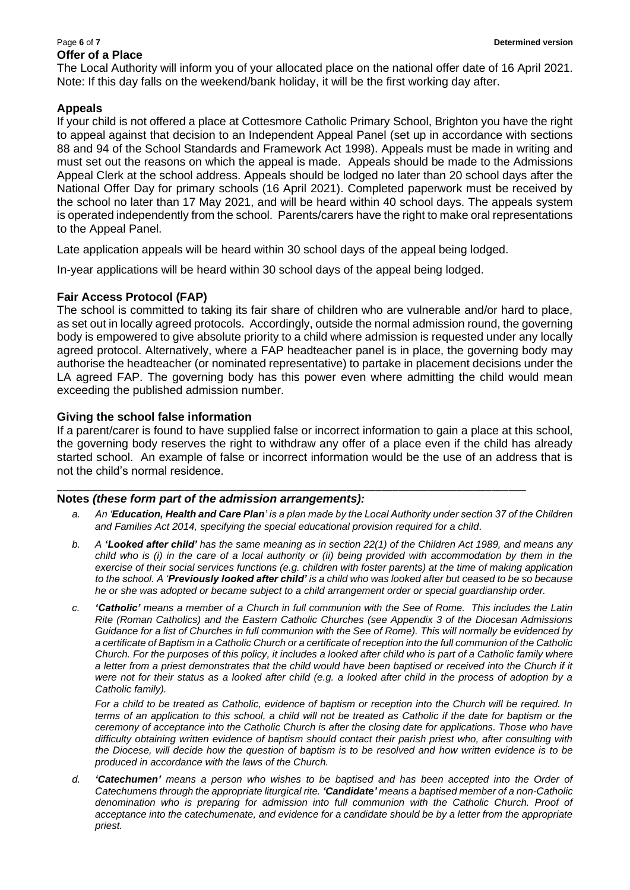## Offer of a Place

The Local Authority will inform you of your allocated place on the national offer date of 16 April 2021. Note: If this day falls on the weekend/bank holiday, it will be the first working day after.

## Appeals

If your child is not offered a place at Cottesmore Catholic Primary School, Brighton you have the right to appeal against that decision to an Independent Appeal Panel (set up in accordance with sections 88 and 94 of the School Standards and Framework Act 1998). Appeals must be made in writing and must set out the reasons on which the appeal is made. Appeals should be made to the Admissions Appeal Clerk at the school address. Appeals should be lodged no later than 20 school days after the National Offer Day for primary schools (16 April 2021). Completed paperwork must be received by the school no later than 17 May 2021, and will be heard within 40 school days. The appeals system is operated independently from the school. Parents/carers have the right to make oral representations to the Appeal Panel.

Late application appeals will be heard within 30 school days of the appeal being lodged.

In-year applications will be heard within 30 school days of the appeal being lodged.

## Fair Access Protocol (FAP)

The school is committed to taking its fair share of children who are vulnerable and/or hard to place, as set out in locally agreed protocols. Accordingly, outside the normal admission round, the governing body is empowered to give absolute priority to a child where admission is requested under any locally agreed protocol. Alternatively, where a FAP headteacher panel is in place, the governing body may authorise the headteacher (or nominated representative) to partake in placement decisions under the LA agreed FAP. The governing body has this power even where admitting the child would mean exceeding the published admission number.

## Giving the school false information

If a parent/carer is found to have supplied false or incorrect information to gain a place at this school, the governing body reserves the right to withdraw any offer of a place even if the child has already started school. An example of false or incorrect information would be the use of an address that is not the child's normal residence.

---

**Notes *(these form part of the admission arrangements):***

a. *An '**Education, Health and Care Plan**' is a plan made by the Local Authority under section 37 of the Children and Families Act 2014, specifying the special educational provision required for a child.*

b. *A **'Looked after child'** has the same meaning as in section 22(1) of the Children Act 1989, and means any child who is (i) in the care of a local authority or (ii) being provided with accommodation by them in the exercise of their social services functions (e.g. children with foster parents) at the time of making application to the school. A '**Previously looked after child**' is a child who was looked after but ceased to be so because he or she was adopted or became subject to a child arrangement order or special guardianship order.*

c. ***'Catholic'** means a member of a Church in full communion with the See of Rome. This includes the Latin Rite (Roman Catholics) and the Eastern Catholic Churches (see Appendix 3 of the Diocesan Admissions Guidance for a list of Churches in full communion with the See of Rome). This will normally be evidenced by a certificate of Baptism in a Catholic Church or a certificate of reception into the full communion of the Catholic Church. For the purposes of this policy, it includes a looked after child who is part of a Catholic family where a letter from a priest demonstrates that the child would have been baptised or received into the Church if it were not for their status as a looked after child (e.g. a looked after child in the process of adoption by a Catholic family).*

   *For a child to be treated as Catholic, evidence of baptism or reception into the Church will be required. In terms of an application to this school, a child will not be treated as Catholic if the date for baptism or the ceremony of acceptance into the Catholic Church is after the closing date for applications. Those who have difficulty obtaining written evidence of baptism should contact their parish priest who, after consulting with the Diocese, will decide how the question of baptism is to be resolved and how written evidence is to be produced in accordance with the laws of the Church.*

d. ***'Catechumen'** means a person who wishes to be baptised and has been accepted into the Order of Catechumens through the appropriate liturgical rite. **'Candidate'** means a baptised member of a non-Catholic denomination who is preparing for admission into full communion with the Catholic Church. Proof of acceptance into the catechumenate, and evidence for a candidate should be by a letter from the appropriate priest.*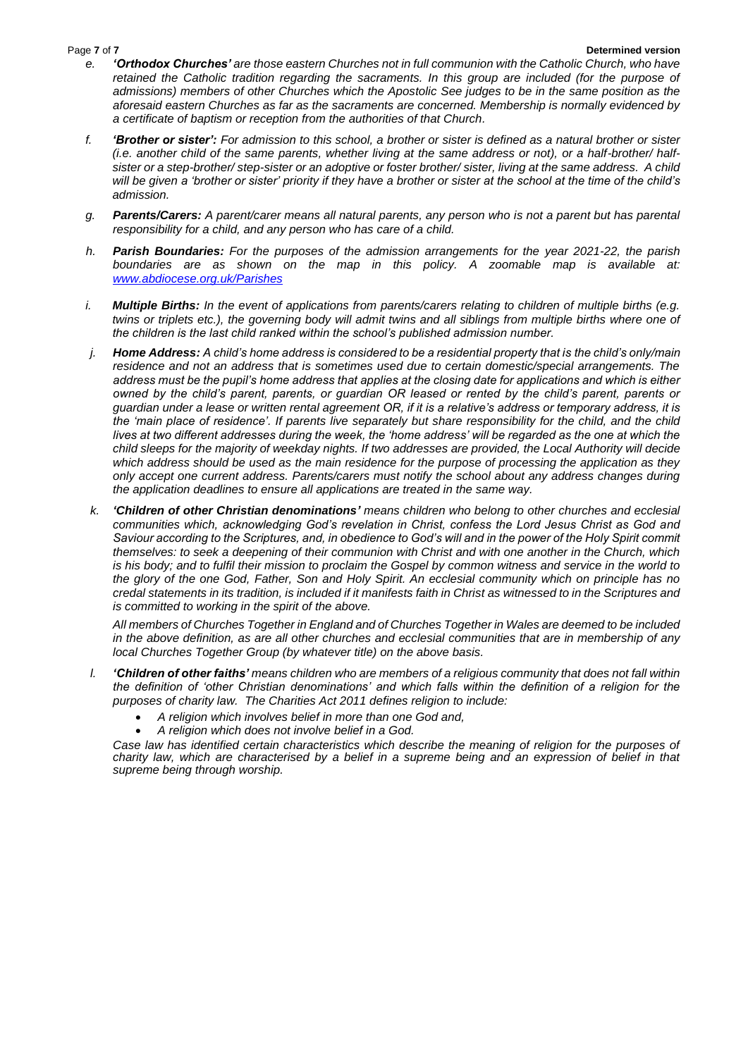*e.* ***'Orthodox Churches'*** *are those eastern Churches not in full communion with the Catholic Church, who have retained the Catholic tradition regarding the sacraments. In this group are included (for the purpose of admissions) members of other Churches which the Apostolic See judges to be in the same position as the aforesaid eastern Churches as far as the sacraments are concerned. Membership is normally evidenced by a certificate of baptism or reception from the authorities of that Church.*

*f.* ***'Brother or sister':*** *For admission to this school, a brother or sister is defined as a natural brother or sister (i.e. another child of the same parents, whether living at the same address or not), or a half-brother/ half-sister or a step-brother/ step-sister or an adoptive or foster brother/ sister, living at the same address. A child will be given a 'brother or sister' priority if they have a brother or sister at the school at the time of the child's admission.*

*g.* ***Parents/Carers:*** *A parent/carer means all natural parents, any person who is not a parent but has parental responsibility for a child, and any person who has care of a child.*

*h.* ***Parish Boundaries:*** *For the purposes of the admission arrangements for the year 2021-22, the parish boundaries are as shown on the map in this policy. A zoomable map is available at: [www.abdiocese.org.uk/Parishes](www.abdiocese.org.uk/Parishes)*

*i.* ***Multiple Births:*** *In the event of applications from parents/carers relating to children of multiple births (e.g. twins or triplets etc.), the governing body will admit twins and all siblings from multiple births where one of the children is the last child ranked within the school's published admission number.*

*j.* ***Home Address:*** *A child's home address is considered to be a residential property that is the child's only/main residence and not an address that is sometimes used due to certain domestic/special arrangements. The address must be the pupil's home address that applies at the closing date for applications and which is either owned by the child's parent, parents, or guardian OR leased or rented by the child's parent, parents or guardian under a lease or written rental agreement OR, if it is a relative's address or temporary address, it is the 'main place of residence'. If parents live separately but share responsibility for the child, and the child lives at two different addresses during the week, the 'home address' will be regarded as the one at which the child sleeps for the majority of weekday nights. If two addresses are provided, the Local Authority will decide which address should be used as the main residence for the purpose of processing the application as they only accept one current address. Parents/carers must notify the school about any address changes during the application deadlines to ensure all applications are treated in the same way.*

*k.* ***'Children of other Christian denominations'*** *means children who belong to other churches and ecclesial communities which, acknowledging God's revelation in Christ, confess the Lord Jesus Christ as God and Saviour according to the Scriptures, and, in obedience to God's will and in the power of the Holy Spirit commit themselves: to seek a deepening of their communion with Christ and with one another in the Church, which is his body; and to fulfil their mission to proclaim the Gospel by common witness and service in the world to the glory of the one God, Father, Son and Holy Spirit. An ecclesial community which on principle has no credal statements in its tradition, is included if it manifests faith in Christ as witnessed to in the Scriptures and is committed to working in the spirit of the above.*

*All members of Churches Together in England and of Churches Together in Wales are deemed to be included in the above definition, as are all other churches and ecclesial communities that are in membership of any local Churches Together Group (by whatever title) on the above basis.*

*l.* ***'Children of other faiths'*** *means children who are members of a religious community that does not fall within the definition of 'other Christian denominations' and which falls within the definition of a religion for the purposes of charity law. The Charities Act 2011 defines religion to include:*

- *A religion which involves belief in more than one God and,*
- *A religion which does not involve belief in a God.*

*Case law has identified certain characteristics which describe the meaning of religion for the purposes of charity law, which are characterised by a belief in a supreme being and an expression of belief in that supreme being through worship.*